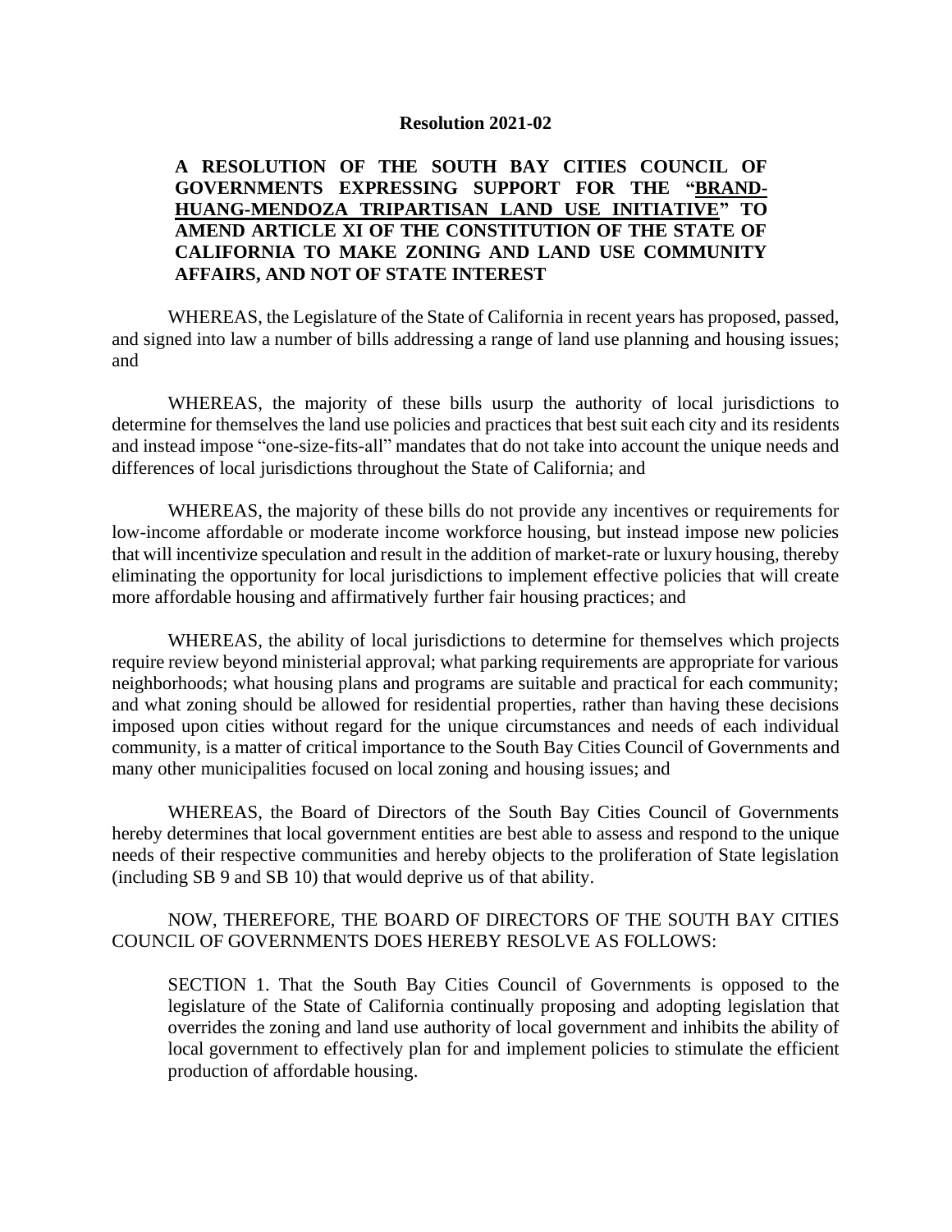**Resolution 2021-02**

**A RESOLUTION OF THE SOUTH BAY CITIES COUNCIL OF GOVERNMENTS EXPRESSING SUPPORT FOR THE "<u>BRAND-HUANG-MENDOZA TRIPARTISAN LAND USE INITIATIVE</u>" TO AMEND ARTICLE XI OF THE CONSTITUTION OF THE STATE OF CALIFORNIA TO MAKE ZONING AND LAND USE COMMUNITY AFFAIRS, AND NOT OF STATE INTEREST**

WHEREAS, the Legislature of the State of California in recent years has proposed, passed, and signed into law a number of bills addressing a range of land use planning and housing issues; and

WHEREAS, the majority of these bills usurp the authority of local jurisdictions to determine for themselves the land use policies and practices that best suit each city and its residents and instead impose "one-size-fits-all" mandates that do not take into account the unique needs and differences of local jurisdictions throughout the State of California; and

WHEREAS, the majority of these bills do not provide any incentives or requirements for low-income affordable or moderate income workforce housing, but instead impose new policies that will incentivize speculation and result in the addition of market-rate or luxury housing, thereby eliminating the opportunity for local jurisdictions to implement effective policies that will create more affordable housing and affirmatively further fair housing practices; and

WHEREAS, the ability of local jurisdictions to determine for themselves which projects require review beyond ministerial approval; what parking requirements are appropriate for various neighborhoods; what housing plans and programs are suitable and practical for each community; and what zoning should be allowed for residential properties, rather than having these decisions imposed upon cities without regard for the unique circumstances and needs of each individual community, is a matter of critical importance to the South Bay Cities Council of Governments and many other municipalities focused on local zoning and housing issues; and

WHEREAS, the Board of Directors of the South Bay Cities Council of Governments hereby determines that local government entities are best able to assess and respond to the unique needs of their respective communities and hereby objects to the proliferation of State legislation (including SB 9 and SB 10) that would deprive us of that ability.

NOW, THEREFORE, THE BOARD OF DIRECTORS OF THE SOUTH BAY CITIES COUNCIL OF GOVERNMENTS DOES HEREBY RESOLVE AS FOLLOWS:

SECTION 1. That the South Bay Cities Council of Governments is opposed to the legislature of the State of California continually proposing and adopting legislation that overrides the zoning and land use authority of local government and inhibits the ability of local government to effectively plan for and implement policies to stimulate the efficient production of affordable housing.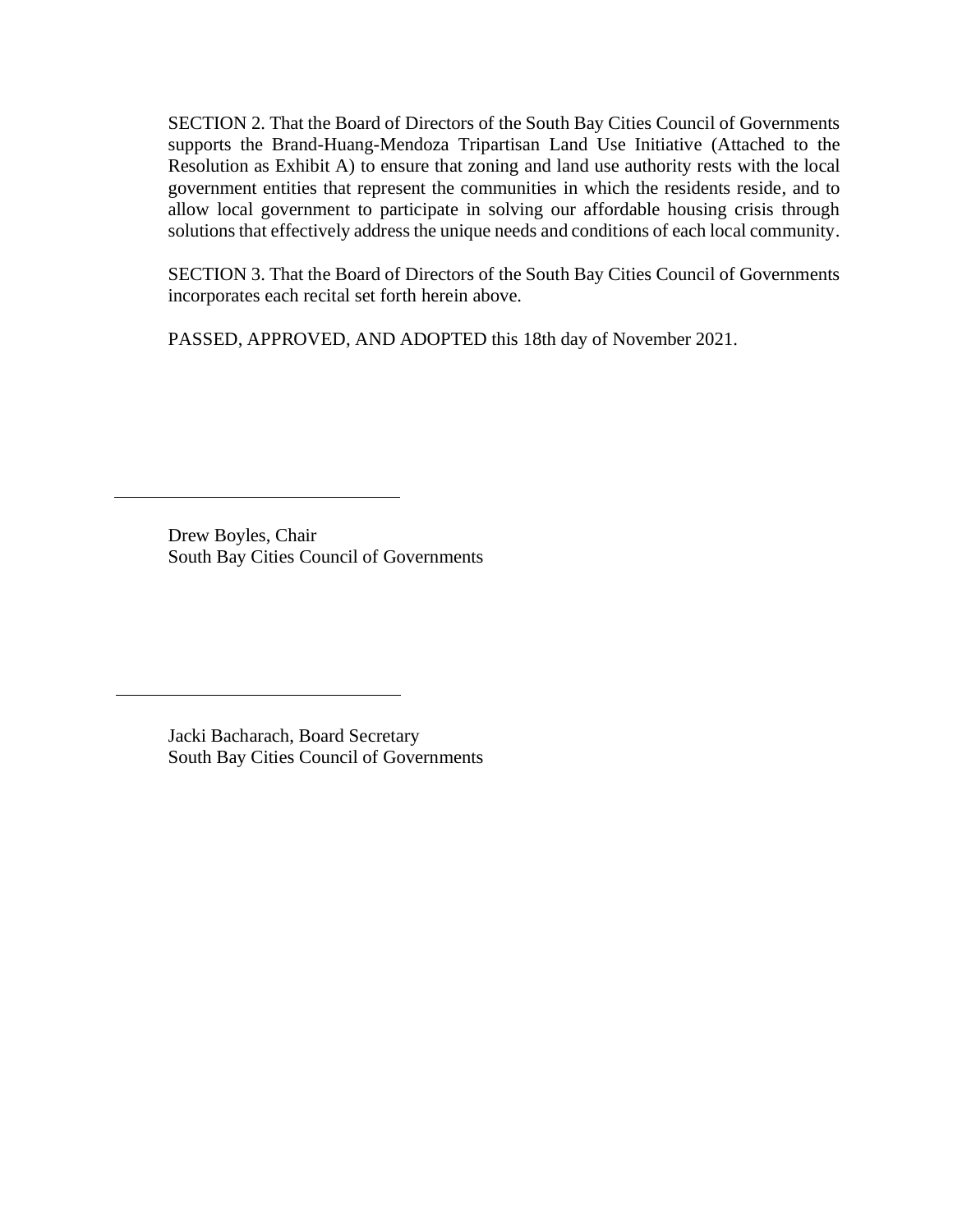SECTION 2. That the Board of Directors of the South Bay Cities Council of Governments supports the Brand-Huang-Mendoza Tripartisan Land Use Initiative (Attached to the Resolution as Exhibit A) to ensure that zoning and land use authority rests with the local government entities that represent the communities in which the residents reside, and to allow local government to participate in solving our affordable housing crisis through solutions that effectively address the unique needs and conditions of each local community.

SECTION 3. That the Board of Directors of the South Bay Cities Council of Governments incorporates each recital set forth herein above.

PASSED, APPROVED, AND ADOPTED this 18th day of November 2021.

\_\_\_\_\_\_\_\_\_\_\_\_\_\_\_\_\_\_\_\_\_\_\_\_\_\_\_\_\_\_\_\_

Drew Boyles, Chair
South Bay Cities Council of Governments

\_\_\_\_\_\_\_\_\_\_\_\_\_\_\_\_\_\_\_\_\_\_\_\_\_\_\_\_\_\_\_\_

Jacki Bacharach, Board Secretary
South Bay Cities Council of Governments